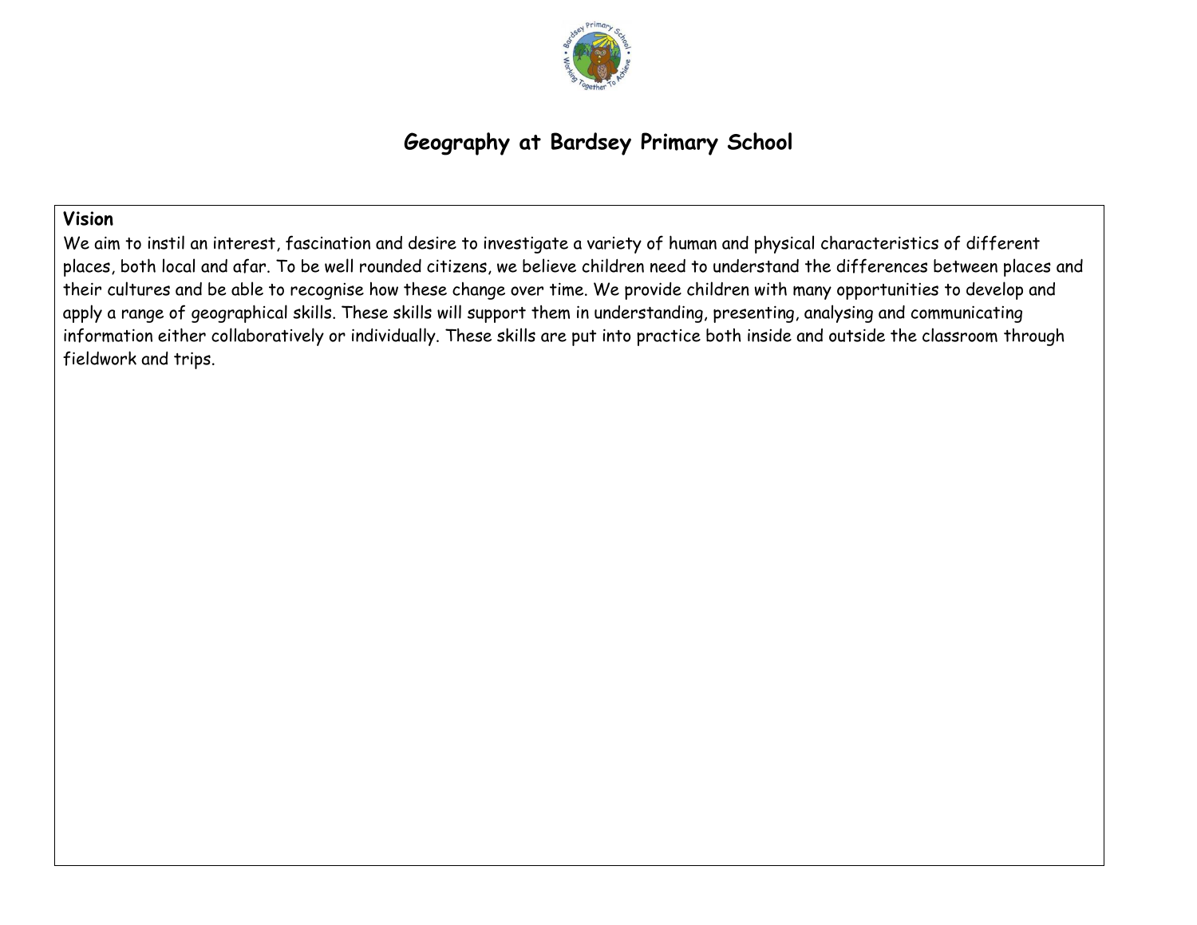# Geography at Bardsey Primary School

**Vision**

We aim to instil an interest, fascination and desire to investigate a variety of human and physical characteristics of different places, both local and afar. To be well rounded citizens, we believe children need to understand the differences between places and their cultures and be able to recognise how these change over time. We provide children with many opportunities to develop and apply a range of geographical skills. These skills will support them in understanding, presenting, analysing and communicating information either collaboratively or individually. These skills are put into practice both inside and outside the classroom through fieldwork and trips.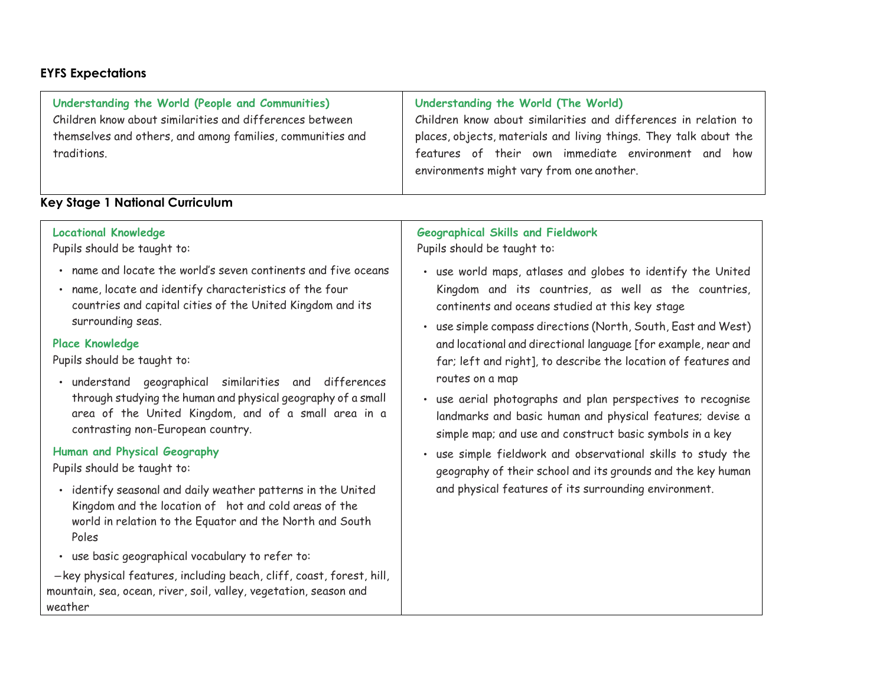## EYFS Expectations

| **Understanding the World (People and Communities)**<br>Children know about similarities and differences between themselves and others, and among families, communities and traditions. | **Understanding the World (The World)**<br>Children know about similarities and differences in relation to places, objects, materials and living things. They talk about the features of their own immediate environment and how environments might vary from one another. |
|---|---|

## Key Stage 1 National Curriculum

### Locational Knowledge

Pupils should be taught to:

- name and locate the world's seven continents and five oceans
- name, locate and identify characteristics of the four countries and capital cities of the United Kingdom and its surrounding seas.

### Place Knowledge

Pupils should be taught to:

- understand geographical similarities and differences through studying the human and physical geography of a small area of the United Kingdom, and of a small area in a contrasting non-European country.

### Human and Physical Geography

Pupils should be taught to:

- identify seasonal and daily weather patterns in the United Kingdom and the location of hot and cold areas of the world in relation to the Equator and the North and South Poles
- use basic geographical vocabulary to refer to:

—key physical features, including beach, cliff, coast, forest, hill, mountain, sea, ocean, river, soil, valley, vegetation, season and weather

### Geographical Skills and Fieldwork

Pupils should be taught to:

- use world maps, atlases and globes to identify the United Kingdom and its countries, as well as the countries, continents and oceans studied at this key stage
- use simple compass directions (North, South, East and West) and locational and directional language [for example, near and far; left and right], to describe the location of features and routes on a map
- use aerial photographs and plan perspectives to recognise landmarks and basic human and physical features; devise a simple map; and use and construct basic symbols in a key
- use simple fieldwork and observational skills to study the geography of their school and its grounds and the key human and physical features of its surrounding environment.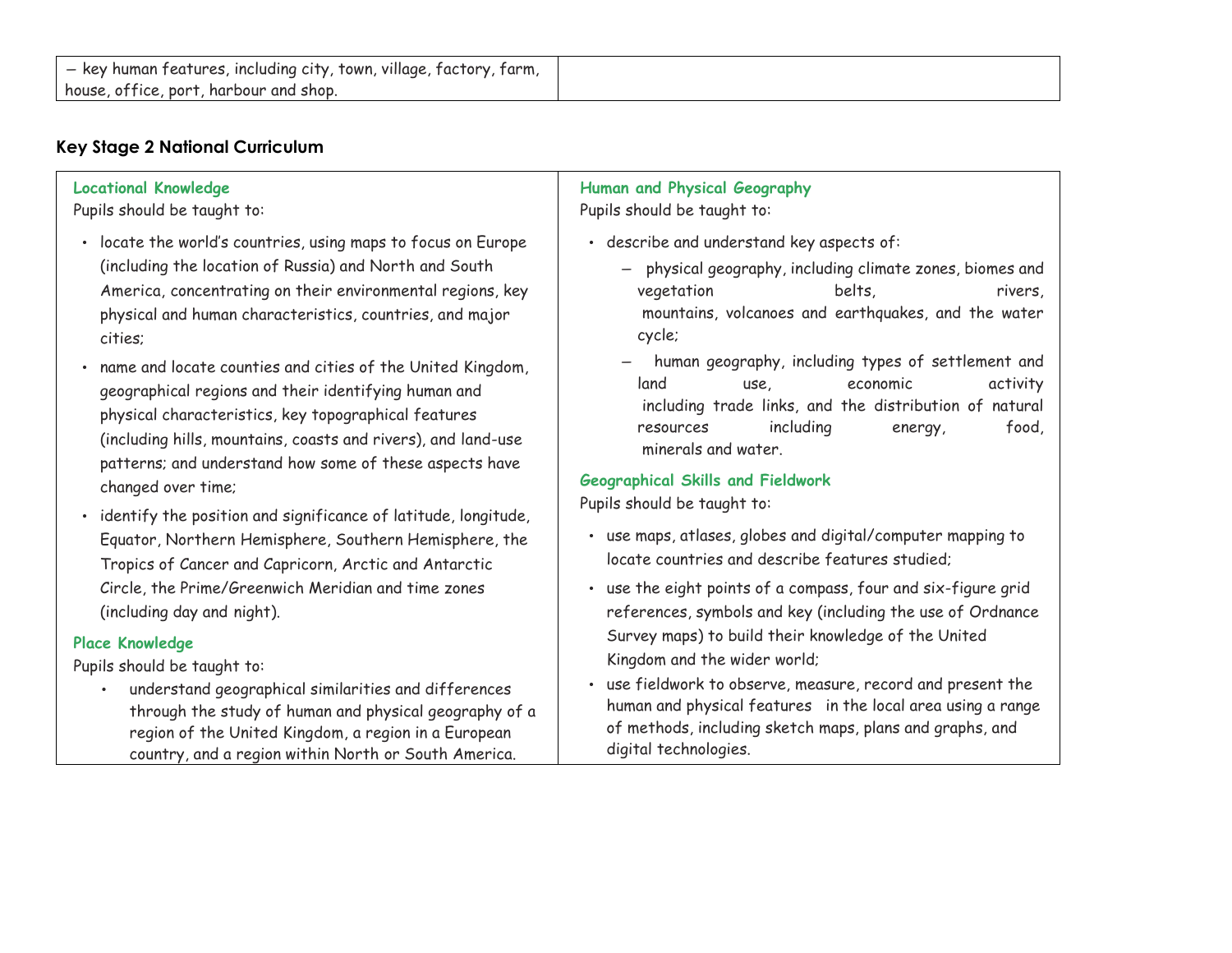| | |
|---|---|
| – key human features, including city, town, village, factory, farm, house, office, port, harbour and shop. | |

## Key Stage 2 National Curriculum

| | |
|---|---|
| **Locational Knowledge**<br>Pupils should be taught to:<br>• locate the world's countries, using maps to focus on Europe (including the location of Russia) and North and South America, concentrating on their environmental regions, key physical and human characteristics, countries, and major cities;<br>• name and locate counties and cities of the United Kingdom, geographical regions and their identifying human and physical characteristics, key topographical features (including hills, mountains, coasts and rivers), and land-use patterns; and understand how some of these aspects have changed over time;<br>• identify the position and significance of latitude, longitude, Equator, Northern Hemisphere, Southern Hemisphere, the Tropics of Cancer and Capricorn, Arctic and Antarctic Circle, the Prime/Greenwich Meridian and time zones (including day and night).<br><br>**Place Knowledge**<br>Pupils should be taught to:<br>• understand geographical similarities and differences through the study of human and physical geography of a region of the United Kingdom, a region in a European country, and a region within North or South America. | **Human and Physical Geography**<br>Pupils should be taught to:<br>• describe and understand key aspects of:<br>– physical geography, including climate zones, biomes and vegetation belts, rivers, mountains, volcanoes and earthquakes, and the water cycle;<br>– human geography, including types of settlement and land use, economic activity including trade links, and the distribution of natural resources including energy, food, minerals and water.<br><br>**Geographical Skills and Fieldwork**<br>Pupils should be taught to:<br>• use maps, atlases, globes and digital/computer mapping to locate countries and describe features studied;<br>• use the eight points of a compass, four and six-figure grid references, symbols and key (including the use of Ordnance Survey maps) to build their knowledge of the United Kingdom and the wider world;<br>• use fieldwork to observe, measure, record and present the human and physical features in the local area using a range of methods, including sketch maps, plans and graphs, and digital technologies. |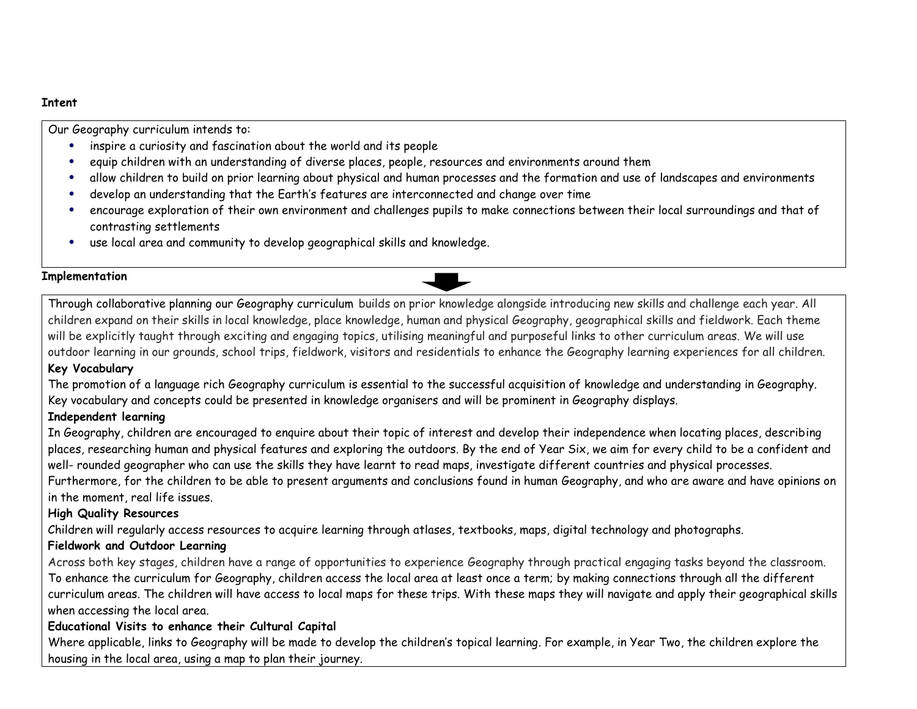**Intent**

Our Geography curriculum intends to:

- inspire a curiosity and fascination about the world and its people
- equip children with an understanding of diverse places, people, resources and environments around them
- allow children to build on prior learning about physical and human processes and the formation and use of landscapes and environments
- develop an understanding that the Earth's features are interconnected and change over time
- encourage exploration of their own environment and challenges pupils to make connections between their local surroundings and that of contrasting settlements
- use local area and community to develop geographical skills and knowledge.

**Implementation**

Through collaborative planning our Geography curriculum builds on prior knowledge alongside introducing new skills and challenge each year. All children expand on their skills in local knowledge, place knowledge, human and physical Geography, geographical skills and fieldwork. Each theme will be explicitly taught through exciting and engaging topics, utilising meaningful and purposeful links to other curriculum areas. We will use outdoor learning in our grounds, school trips, fieldwork, visitors and residentials to enhance the Geography learning experiences for all children.

**Key Vocabulary**

The promotion of a language rich Geography curriculum is essential to the successful acquisition of knowledge and understanding in Geography. Key vocabulary and concepts could be presented in knowledge organisers and will be prominent in Geography displays.

**Independent learning**

In Geography, children are encouraged to enquire about their topic of interest and develop their independence when locating places, describing places, researching human and physical features and exploring the outdoors. By the end of Year Six, we aim for every child to be a confident and well- rounded geographer who can use the skills they have learnt to read maps, investigate different countries and physical processes. Furthermore, for the children to be able to present arguments and conclusions found in human Geography, and who are aware and have opinions on in the moment, real life issues.

**High Quality Resources**

Children will regularly access resources to acquire learning through atlases, textbooks, maps, digital technology and photographs.

**Fieldwork and Outdoor Learning**

Across both key stages, children have a range of opportunities to experience Geography through practical engaging tasks beyond the classroom. To enhance the curriculum for Geography, children access the local area at least once a term; by making connections through all the different curriculum areas. The children will have access to local maps for these trips. With these maps they will navigate and apply their geographical skills when accessing the local area.

**Educational Visits to enhance their Cultural Capital**

Where applicable, links to Geography will be made to develop the children's topical learning. For example, in Year Two, the children explore the housing in the local area, using a map to plan their journey.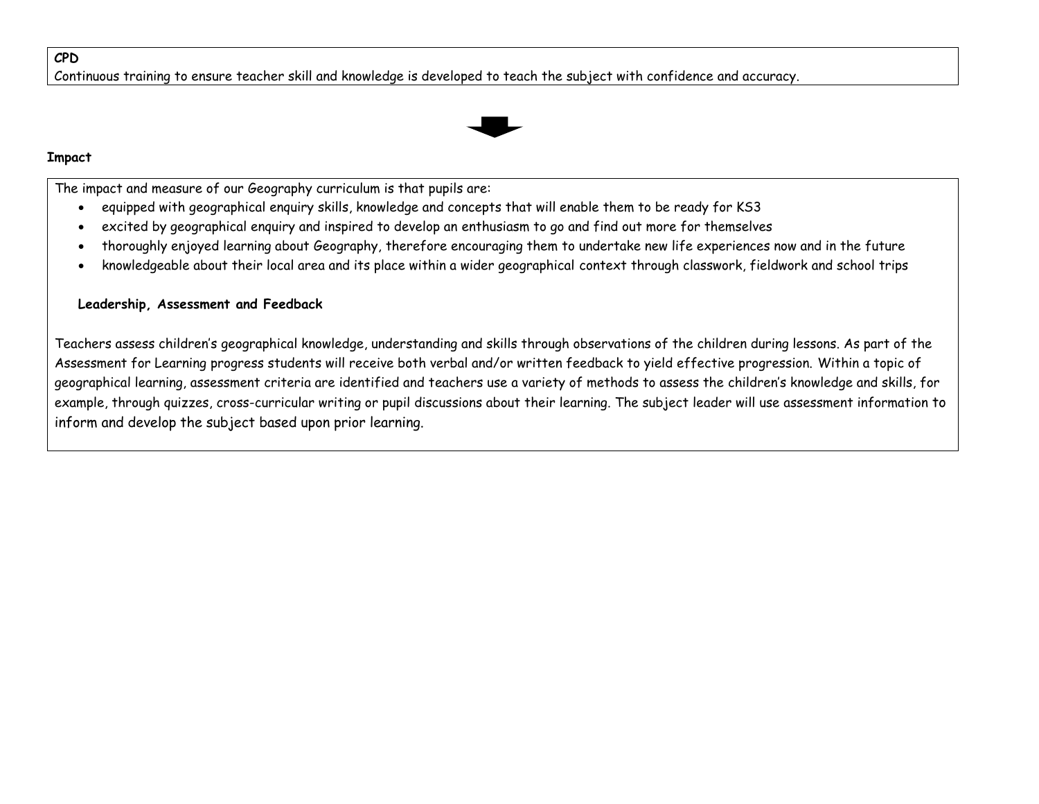**CPD**

Continuous training to ensure teacher skill and knowledge is developed to teach the subject with confidence and accuracy.

**Impact**

The impact and measure of our Geography curriculum is that pupils are:

- equipped with geographical enquiry skills, knowledge and concepts that will enable them to be ready for KS3
- excited by geographical enquiry and inspired to develop an enthusiasm to go and find out more for themselves
- thoroughly enjoyed learning about Geography, therefore encouraging them to undertake new life experiences now and in the future
- knowledgeable about their local area and its place within a wider geographical context through classwork, fieldwork and school trips

**Leadership, Assessment and Feedback**

Teachers assess children's geographical knowledge, understanding and skills through observations of the children during lessons. As part of the Assessment for Learning progress students will receive both verbal and/or written feedback to yield effective progression. Within a topic of geographical learning, assessment criteria are identified and teachers use a variety of methods to assess the children's knowledge and skills, for example, through quizzes, cross-curricular writing or pupil discussions about their learning. The subject leader will use assessment information to inform and develop the subject based upon prior learning.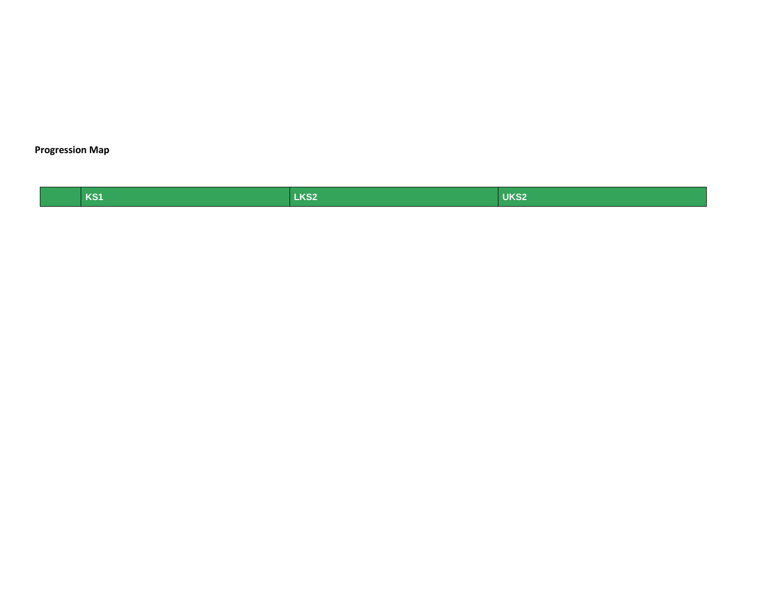**Progression Map**

| | KS1 | LKS2 | UKS2 |
|---|---|---|---|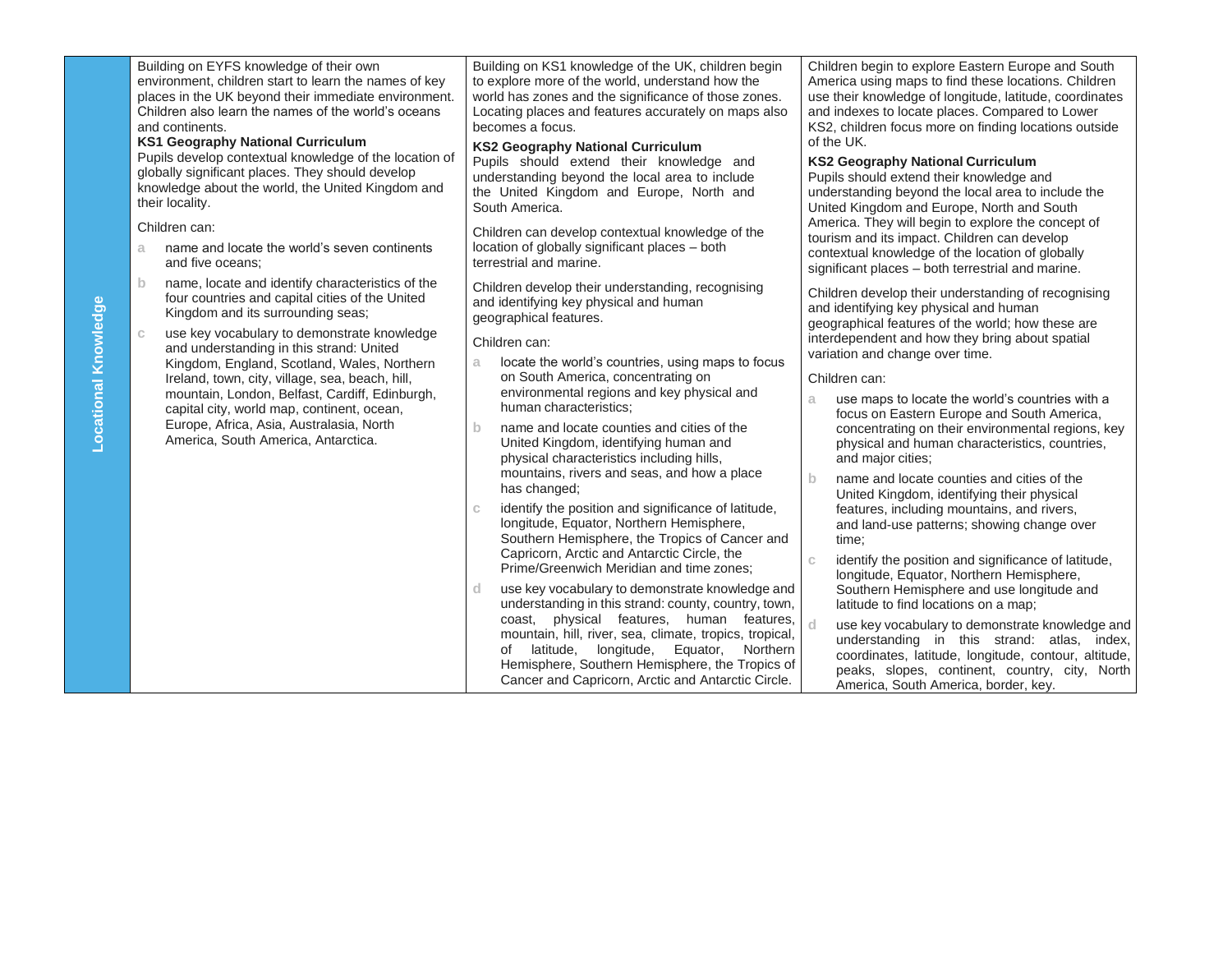| Locational Knowledge | | | |
|---|---|---|---|
| **Locational Knowledge** | Building on EYFS knowledge of their own environment, children start to learn the names of key places in the UK beyond their immediate environment. Children also learn the names of the world's oceans and continents.<br>**KS1 Geography National Curriculum**<br>Pupils develop contextual knowledge of the location of globally significant places. They should develop knowledge about the world, the United Kingdom and their locality.<br>Children can:<br>a name and locate the world's seven continents and five oceans;<br>b name, locate and identify characteristics of the four countries and capital cities of the United Kingdom and its surrounding seas;<br>c use key vocabulary to demonstrate knowledge and understanding in this strand: United Kingdom, England, Scotland, Wales, Northern Ireland, town, city, village, sea, beach, hill, mountain, London, Belfast, Cardiff, Edinburgh, capital city, world map, continent, ocean, Europe, Africa, Asia, Australasia, North America, South America, Antarctica. | Building on KS1 knowledge of the UK, children begin to explore more of the world, understand how the world has zones and the significance of those zones. Locating places and features accurately on maps also becomes a focus.<br>**KS2 Geography National Curriculum**<br>Pupils should extend their knowledge and understanding beyond the local area to include the United Kingdom and Europe, North and South America.<br>Children can develop contextual knowledge of the location of globally significant places – both terrestrial and marine.<br>Children develop their understanding, recognising and identifying key physical and human geographical features.<br>Children can:<br>a locate the world's countries, using maps to focus on South America, concentrating on environmental regions and key physical and human characteristics;<br>b name and locate counties and cities of the United Kingdom, identifying human and physical characteristics including hills, mountains, rivers and seas, and how a place has changed;<br>c identify the position and significance of latitude, longitude, Equator, Northern Hemisphere, Southern Hemisphere, the Tropics of Cancer and Capricorn, Arctic and Antarctic Circle, the Prime/Greenwich Meridian and time zones;<br>d use key vocabulary to demonstrate knowledge and understanding in this strand: county, country, town, coast, physical features, human features, mountain, hill, river, sea, climate, tropics, tropical, of latitude, longitude, Equator, Northern Hemisphere, Southern Hemisphere, the Tropics of Cancer and Capricorn, Arctic and Antarctic Circle. | Children begin to explore Eastern Europe and South America using maps to find these locations. Children use their knowledge of longitude, latitude, coordinates and indexes to locate places. Compared to Lower KS2, children focus more on finding locations outside of the UK.<br>**KS2 Geography National Curriculum**<br>Pupils should extend their knowledge and understanding beyond the local area to include the United Kingdom and Europe, North and South America. They will begin to explore the concept of tourism and its impact. Children can develop contextual knowledge of the location of globally significant places – both terrestrial and marine.<br>Children develop their understanding of recognising and identifying key physical and human geographical features of the world; how these are interdependent and how they bring about spatial variation and change over time.<br>Children can:<br>a use maps to locate the world's countries with a focus on Eastern Europe and South America, concentrating on their environmental regions, key physical and human characteristics, countries, and major cities;<br>b name and locate counties and cities of the United Kingdom, identifying their physical features, including mountains, and rivers, and land-use patterns; showing change over time;<br>c identify the position and significance of latitude, longitude, Equator, Northern Hemisphere, Southern Hemisphere and use longitude and latitude to find locations on a map;<br>d use key vocabulary to demonstrate knowledge and understanding in this strand: atlas, index, coordinates, latitude, longitude, contour, altitude, peaks, slopes, continent, country, city, North America, South America, border, key. |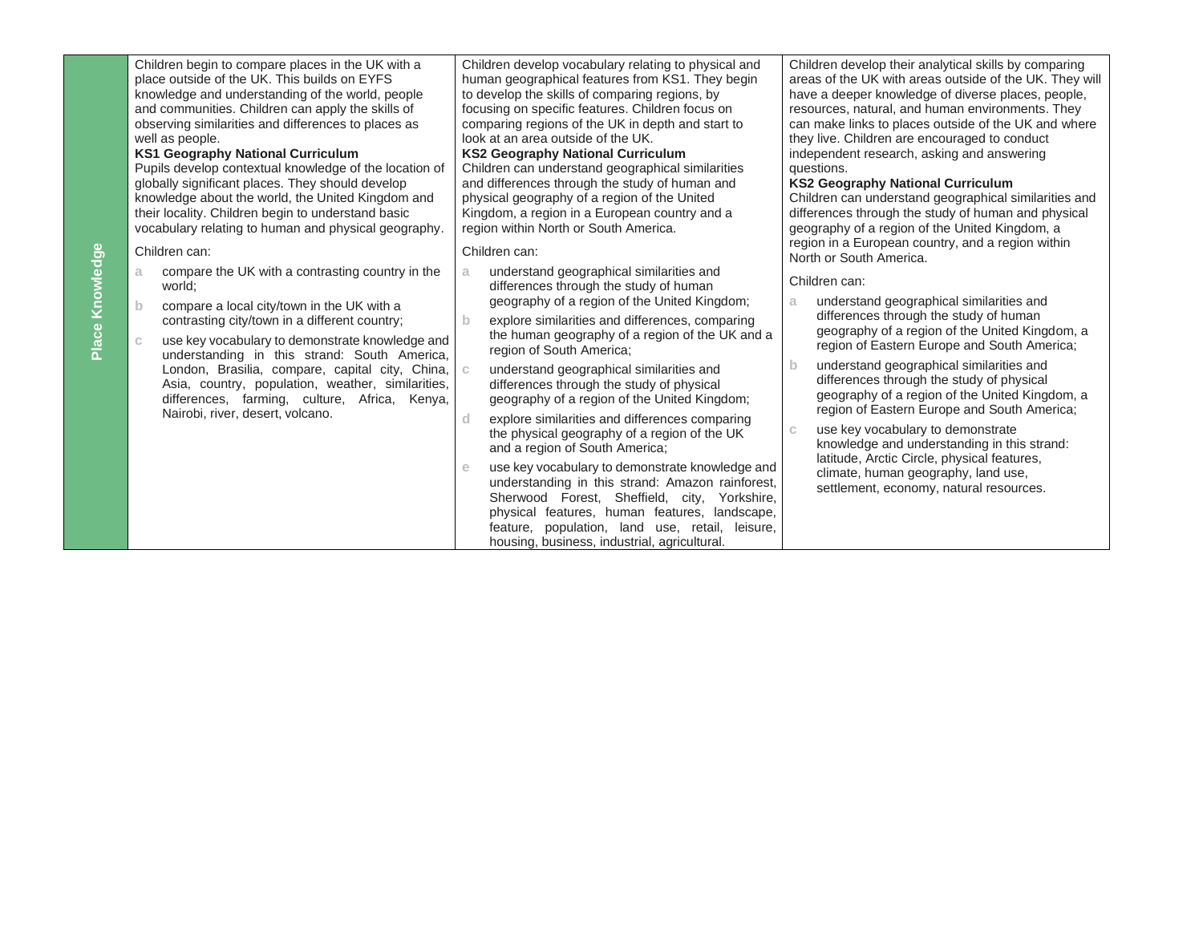| Place Knowledge | | | |
|---|---|---|---|
| **Place Knowledge** | Children begin to compare places in the UK with a place outside of the UK. This builds on EYFS knowledge and understanding of the world, people and communities. Children can apply the skills of observing similarities and differences to places as well as people.<br>**KS1 Geography National Curriculum**<br>Pupils develop contextual knowledge of the location of globally significant places. They should develop knowledge about the world, the United Kingdom and their locality. Children begin to understand basic vocabulary relating to human and physical geography.<br>Children can:<br>a compare the UK with a contrasting country in the world;<br>b compare a local city/town in the UK with a contrasting city/town in a different country;<br>c use key vocabulary to demonstrate knowledge and understanding in this strand: South America, London, Brasilia, compare, capital city, China, Asia, country, population, weather, similarities, differences, farming, culture, Africa, Kenya, Nairobi, river, desert, volcano. | Children develop vocabulary relating to physical and human geographical features from KS1. They begin to develop the skills of comparing regions, by focusing on specific features. Children focus on comparing regions of the UK in depth and start to look at an area outside of the UK.<br>**KS2 Geography National Curriculum**<br>Children can understand geographical similarities and differences through the study of human and physical geography of a region of the United Kingdom, a region in a European country and a region within North or South America.<br>Children can:<br>a understand geographical similarities and differences through the study of human geography of a region of the United Kingdom;<br>b explore similarities and differences, comparing the human geography of a region of the UK and a region of South America;<br>c understand geographical similarities and differences through the study of physical geography of a region of the United Kingdom;<br>d explore similarities and differences comparing the physical geography of a region of the UK and a region of South America;<br>e use key vocabulary to demonstrate knowledge and understanding in this strand: Amazon rainforest, Sherwood Forest, Sheffield, city, Yorkshire, physical features, human features, landscape, feature, population, land use, retail, leisure, housing, business, industrial, agricultural. | Children develop their analytical skills by comparing areas of the UK with areas outside of the UK. They will have a deeper knowledge of diverse places, people, resources, natural, and human environments. They can make links to places outside of the UK and where they live. Children are encouraged to conduct independent research, asking and answering questions.<br>**KS2 Geography National Curriculum**<br>Children can understand geographical similarities and differences through the study of human and physical geography of a region of the United Kingdom, a region in a European country, and a region within North or South America.<br>Children can:<br>a understand geographical similarities and differences through the study of human geography of a region of the United Kingdom, a region of Eastern Europe and South America;<br>b understand geographical similarities and differences through the study of physical geography of a region of the United Kingdom, a region of Eastern Europe and South America;<br>c use key vocabulary to demonstrate knowledge and understanding in this strand: latitude, Arctic Circle, physical features, climate, human geography, land use, settlement, economy, natural resources. |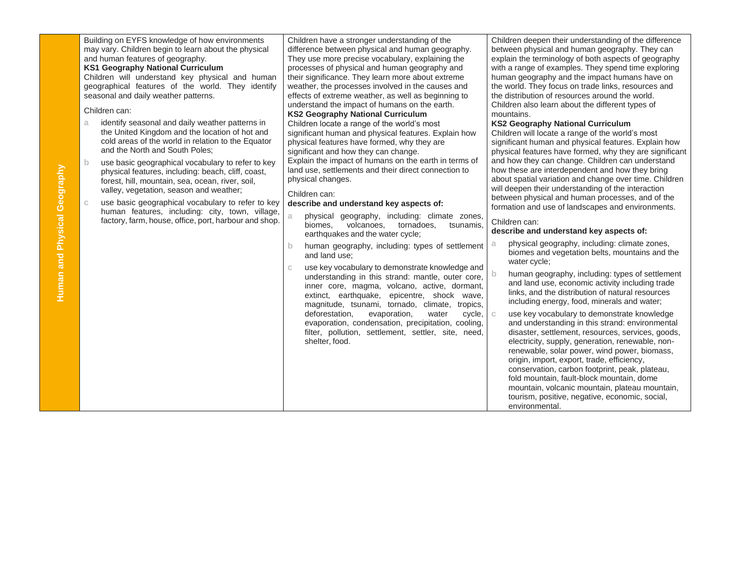| Human and Physical Geography | | | |
|---|---|---|---|
| **Human and Physical Geography** | Building on EYFS knowledge of how environments may vary. Children begin to learn about the physical and human features of geography.<br>**KS1 Geography National Curriculum**<br>Children will understand key physical and human geographical features of the world. They identify seasonal and daily weather patterns.<br><br>Children can:<br>a identify seasonal and daily weather patterns in the United Kingdom and the location of hot and cold areas of the world in relation to the Equator and the North and South Poles;<br>b use basic geographical vocabulary to refer to key physical features, including: beach, cliff, coast, forest, hill, mountain, sea, ocean, river, soil, valley, vegetation, season and weather;<br>c use basic geographical vocabulary to refer to key human features, including: city, town, village, factory, farm, house, office, port, harbour and shop. | Children have a stronger understanding of the difference between physical and human geography. They use more precise vocabulary, explaining the processes of physical and human geography and their significance. They learn more about extreme weather, the processes involved in the causes and effects of extreme weather, as well as beginning to understand the impact of humans on the earth.<br>**KS2 Geography National Curriculum**<br>Children locate a range of the world's most significant human and physical features. Explain how physical features have formed, why they are significant and how they can change.<br>Explain the impact of humans on the earth in terms of land use, settlements and their direct connection to physical changes.<br><br>Children can:<br>**describe and understand key aspects of:**<br>a physical geography, including: climate zones, biomes, volcanoes, tornadoes, tsunamis, earthquakes and the water cycle;<br>b human geography, including: types of settlement and land use;<br>c use key vocabulary to demonstrate knowledge and understanding in this strand: mantle, outer core, inner core, magma, volcano, active, dormant, extinct, earthquake, epicentre, shock wave, magnitude, tsunami, tornado, climate, tropics, deforestation, evaporation, water cycle, evaporation, condensation, precipitation, cooling, filter, pollution, settlement, settler, site, need, shelter, food. | Children deepen their understanding of the difference between physical and human geography. They can explain the terminology of both aspects of geography with a range of examples. They spend time exploring human geography and the impact humans have on the world. They focus on trade links, resources and the distribution of resources around the world. Children also learn about the different types of mountains.<br>**KS2 Geography National Curriculum**<br>Children will locate a range of the world's most significant human and physical features. Explain how physical features have formed, why they are significant and how they can change. Children can understand how these are interdependent and how they bring about spatial variation and change over time. Children will deepen their understanding of the interaction between physical and human processes, and of the formation and use of landscapes and environments.<br><br>Children can:<br>**describe and understand key aspects of:**<br>a physical geography, including: climate zones, biomes and vegetation belts, mountains and the water cycle;<br>b human geography, including: types of settlement and land use, economic activity including trade links, and the distribution of natural resources including energy, food, minerals and water;<br>c use key vocabulary to demonstrate knowledge and understanding in this strand: environmental disaster, settlement, resources, services, goods, electricity, supply, generation, renewable, non-renewable, solar power, wind power, biomass, origin, import, export, trade, efficiency, conservation, carbon footprint, peak, plateau, fold mountain, fault-block mountain, dome mountain, volcanic mountain, plateau mountain, tourism, positive, negative, economic, social, environmental. |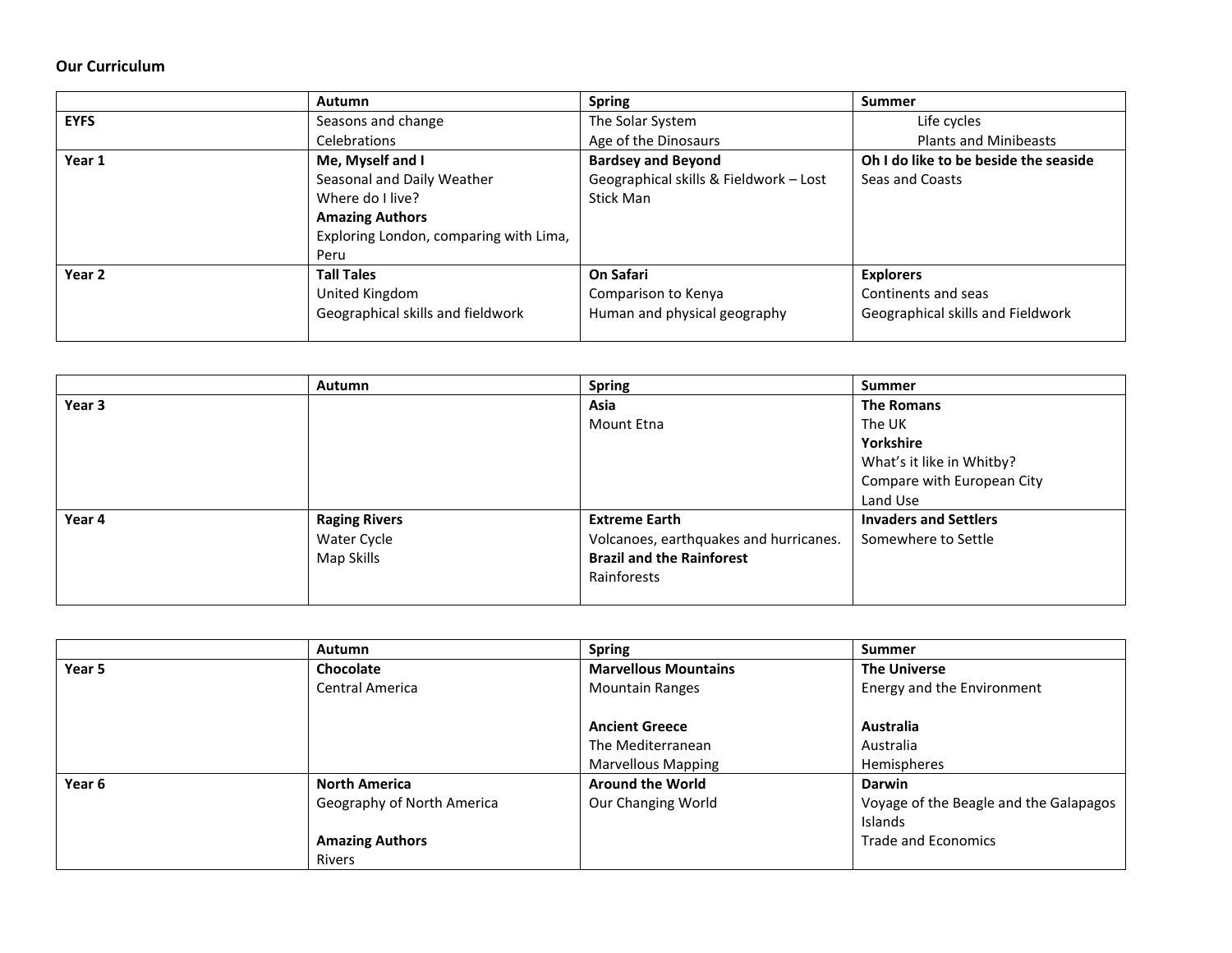**Our Curriculum**

| | Autumn | Spring | Summer |
|---|---|---|---|
| **EYFS** | Seasons and change<br>Celebrations | The Solar System<br>Age of the Dinosaurs | Life cycles<br>Plants and Minibeasts |
| **Year 1** | **Me, Myself and I**<br>Seasonal and Daily Weather<br>Where do I live?<br>**Amazing Authors**<br>Exploring London, comparing with Lima, Peru | **Bardsey and Beyond**<br>Geographical skills & Fieldwork – Lost Stick Man | **Oh I do like to be beside the seaside**<br>Seas and Coasts |
| **Year 2** | **Tall Tales**<br>United Kingdom<br>Geographical skills and fieldwork | **On Safari**<br>Comparison to Kenya<br>Human and physical geography | **Explorers**<br>Continents and seas<br>Geographical skills and Fieldwork |

| | Autumn | Spring | Summer |
|---|---|---|---|
| **Year 3** | | **Asia**<br>Mount Etna | **The Romans**<br>The UK<br>**Yorkshire**<br>What's it like in Whitby?<br>Compare with European City<br>Land Use |
| **Year 4** | **Raging Rivers**<br>Water Cycle<br>Map Skills | **Extreme Earth**<br>Volcanoes, earthquakes and hurricanes.<br>**Brazil and the Rainforest**<br>Rainforests | **Invaders and Settlers**<br>Somewhere to Settle |

| | Autumn | Spring | Summer |
|---|---|---|---|
| **Year 5** | **Chocolate**<br>Central America | **Marvellous Mountains**<br>Mountain Ranges<br><br>**Ancient Greece**<br>The Mediterranean<br>Marvellous Mapping | **The Universe**<br>Energy and the Environment<br><br>**Australia**<br>Australia<br>Hemispheres |
| **Year 6** | **North America**<br>Geography of North America<br><br>**Amazing Authors**<br>Rivers | **Around the World**<br>Our Changing World | **Darwin**<br>Voyage of the Beagle and the Galapagos Islands<br>Trade and Economics |